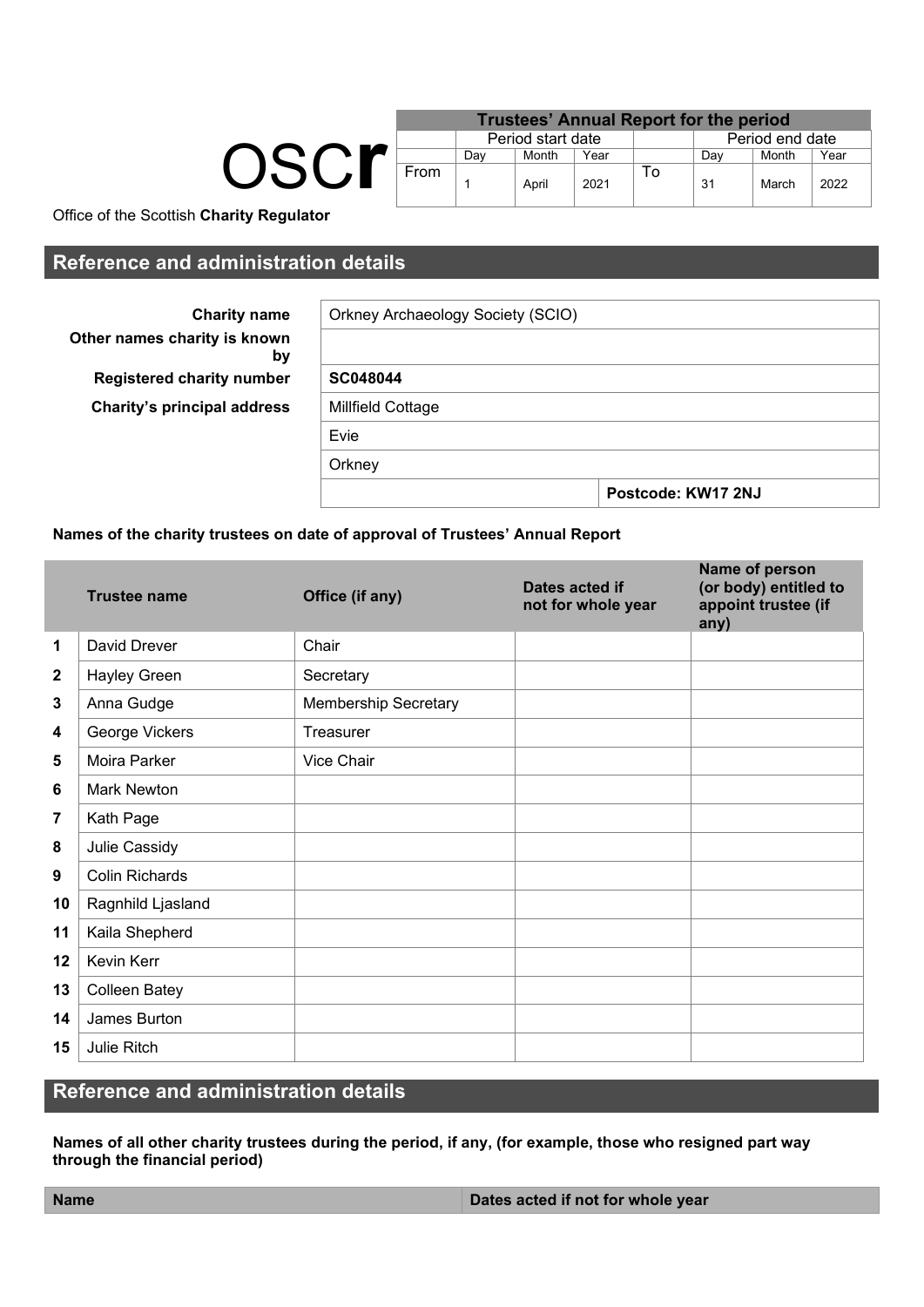OSCR

Office of the Scottish **Charity Regulator**

| Trustees' Annual Report for the period | | | | | | | |
|---|---|---|---|---|---|---|---|
| | Period start date | | | | Period end date | | |
| | Day | Month | Year | | Day | Month | Year |
| From | 1 | April | 2021 | To | 31 | March | 2022 |

## Reference and administration details

| | |
|---|---|
| **Charity name** | Orkney Archaeology Society (SCIO) |
| **Other names charity is known by** | |
| **Registered charity number** | **SC048044** |
| **Charity's principal address** | Millfield Cottage |
| | Evie |
| | Orkney |
| | **Postcode: KW17 2NJ** |

**Names of the charity trustees on date of approval of Trustees' Annual Report**

| | Trustee name | Office (if any) | Dates acted if not for whole year | Name of person (or body) entitled to appoint trustee (if any) |
|---|---|---|---|---|
| 1 | David Drever | Chair | | |
| 2 | Hayley Green | Secretary | | |
| 3 | Anna Gudge | Membership Secretary | | |
| 4 | George Vickers | Treasurer | | |
| 5 | Moira Parker | Vice Chair | | |
| 6 | Mark Newton | | | |
| 7 | Kath Page | | | |
| 8 | Julie Cassidy | | | |
| 9 | Colin Richards | | | |
| 10 | Ragnhild Ljasland | | | |
| 11 | Kaila Shepherd | | | |
| 12 | Kevin Kerr | | | |
| 13 | Colleen Batey | | | |
| 14 | James Burton | | | |
| 15 | Julie Ritch | | | |

## Reference and administration details

**Names of all other charity trustees during the period, if any, (for example, those who resigned part way through the financial period)**

| Name | Dates acted if not for whole year |
|---|---|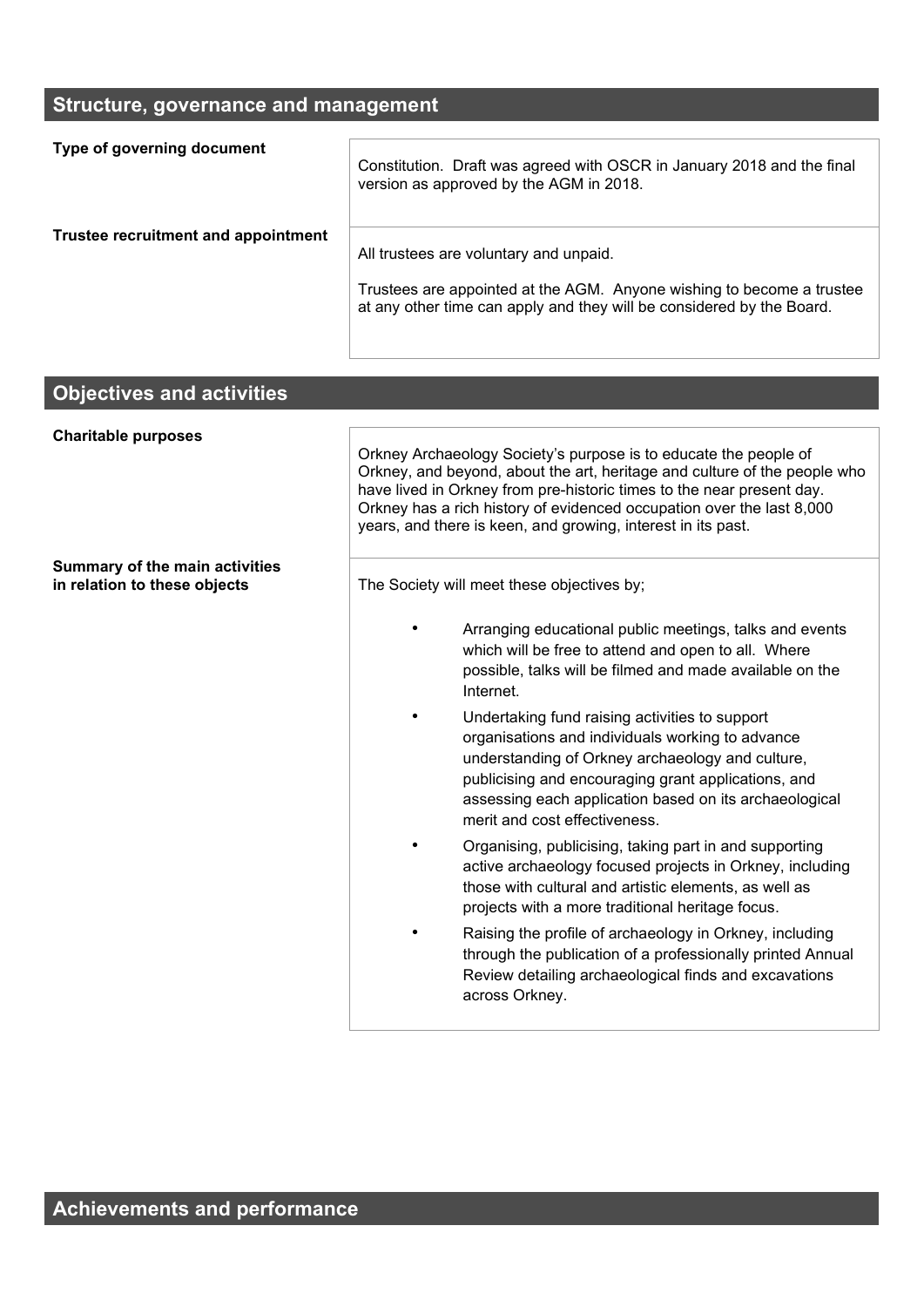## Structure, governance and management

**Type of governing document**

Constitution. Draft was agreed with OSCR in January 2018 and the final version as approved by the AGM in 2018.

**Trustee recruitment and appointment**

All trustees are voluntary and unpaid.

Trustees are appointed at the AGM. Anyone wishing to become a trustee at any other time can apply and they will be considered by the Board.

## Objectives and activities

**Charitable purposes**

Orkney Archaeology Society's purpose is to educate the people of Orkney, and beyond, about the art, heritage and culture of the people who have lived in Orkney from pre-historic times to the near present day. Orkney has a rich history of evidenced occupation over the last 8,000 years, and there is keen, and growing, interest in its past.

**Summary of the main activities in relation to these objects**

The Society will meet these objectives by;

- Arranging educational public meetings, talks and events which will be free to attend and open to all. Where possible, talks will be filmed and made available on the Internet.
- Undertaking fund raising activities to support organisations and individuals working to advance understanding of Orkney archaeology and culture, publicising and encouraging grant applications, and assessing each application based on its archaeological merit and cost effectiveness.
- Organising, publicising, taking part in and supporting active archaeology focused projects in Orkney, including those with cultural and artistic elements, as well as projects with a more traditional heritage focus.
- Raising the profile of archaeology in Orkney, including through the publication of a professionally printed Annual Review detailing archaeological finds and excavations across Orkney.

## Achievements and performance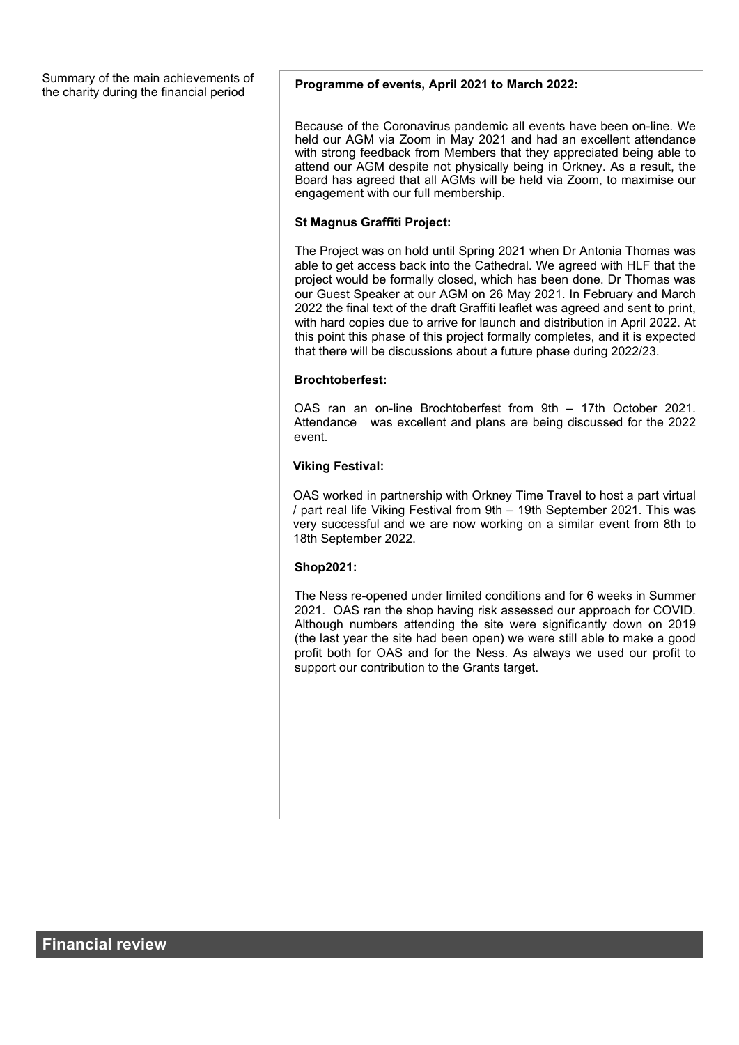Summary of the main achievements of the charity during the financial period

**Programme of events, April 2021 to March 2022:**

Because of the Coronavirus pandemic all events have been on-line. We held our AGM via Zoom in May 2021 and had an excellent attendance with strong feedback from Members that they appreciated being able to attend our AGM despite not physically being in Orkney. As a result, the Board has agreed that all AGMs will be held via Zoom, to maximise our engagement with our full membership.

**St Magnus Graffiti Project:**

The Project was on hold until Spring 2021 when Dr Antonia Thomas was able to get access back into the Cathedral. We agreed with HLF that the project would be formally closed, which has been done. Dr Thomas was our Guest Speaker at our AGM on 26 May 2021. In February and March 2022 the final text of the draft Graffiti leaflet was agreed and sent to print, with hard copies due to arrive for launch and distribution in April 2022. At this point this phase of this project formally completes, and it is expected that there will be discussions about a future phase during 2022/23.

**Brochtoberfest:**

OAS ran an on-line Brochtoberfest from 9th – 17th October 2021. Attendance was excellent and plans are being discussed for the 2022 event.

**Viking Festival:**

OAS worked in partnership with Orkney Time Travel to host a part virtual / part real life Viking Festival from 9th – 19th September 2021. This was very successful and we are now working on a similar event from 8th to 18th September 2022.

**Shop2021:**

The Ness re-opened under limited conditions and for 6 weeks in Summer 2021. OAS ran the shop having risk assessed our approach for COVID. Although numbers attending the site were significantly down on 2019 (the last year the site had been open) we were still able to make a good profit both for OAS and for the Ness. As always we used our profit to support our contribution to the Grants target.

## Financial review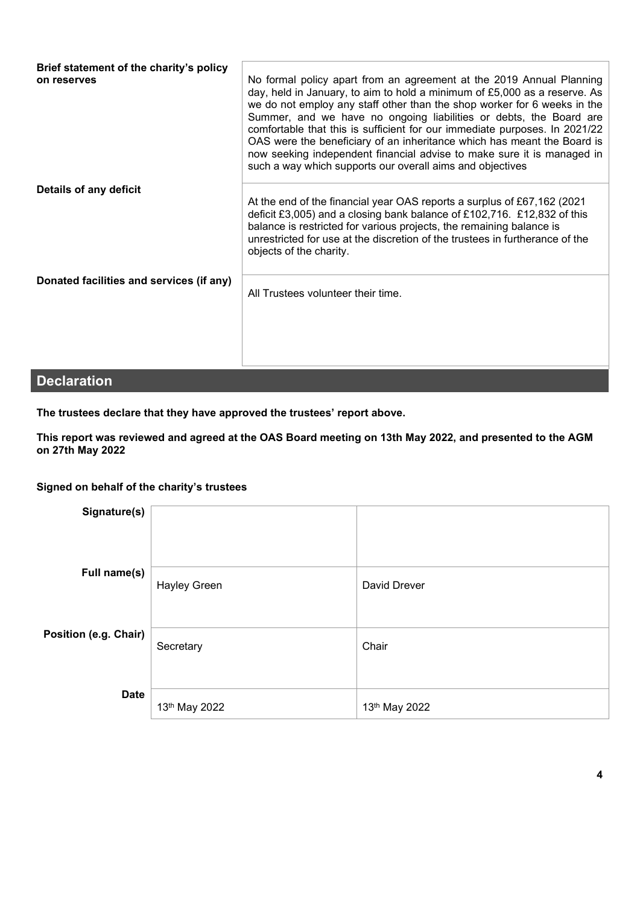| | |
|---|---|
| **Brief statement of the charity's policy on reserves** | No formal policy apart from an agreement at the 2019 Annual Planning day, held in January, to aim to hold a minimum of £5,000 as a reserve. As we do not employ any staff other than the shop worker for 6 weeks in the Summer, and we have no ongoing liabilities or debts, the Board are comfortable that this is sufficient for our immediate purposes. In 2021/22 OAS were the beneficiary of an inheritance which has meant the Board is now seeking independent financial advise to make sure it is managed in such a way which supports our overall aims and objectives |
| **Details of any deficit** | At the end of the financial year OAS reports a surplus of £67,162 (2021 deficit £3,005) and a closing bank balance of £102,716. £12,832 of this balance is restricted for various projects, the remaining balance is unrestricted for use at the discretion of the trustees in furtherance of the objects of the charity. |
| **Donated facilities and services (if any)** | All Trustees volunteer their time. |

## Declaration

**The trustees declare that they have approved the trustees' report above.**

**This report was reviewed and agreed at the OAS Board meeting on 13th May 2022, and presented to the AGM on 27th May 2022**

**Signed on behalf of the charity's trustees**

| | | |
|---|---|---|
| **Signature(s)** | | |
| **Full name(s)** | Hayley Green | David Drever |
| **Position (e.g. Chair)** | Secretary | Chair |
| **Date** | 13th May 2022 | 13th May 2022 |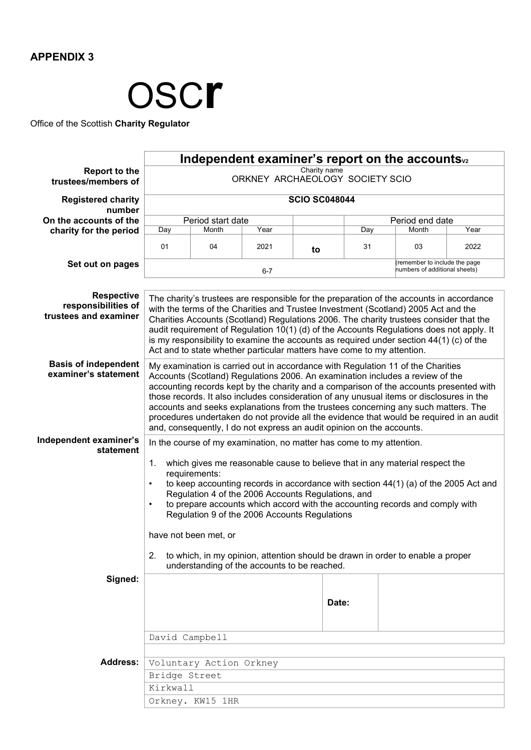**APPENDIX 3**

# OSC**r**

Office of the Scottish **Charity Regulator**

| | **Independent examiner's report on the accounts** V2 | | | | | | |
|---|---|---|---|---|---|---|---|
| **Report to the trustees/members of** | Charity name<br>ORKNEY ARCHAEOLOGY SOCIETY SCIO | | | | | | |
| **Registered charity number** | **SCIO SC048044** | | | | | | |
| **On the accounts of the charity for the period** | Period start date | | | | Period end date | | |
| | Day | Month | Year | | Day | Month | Year |
| | 01 | 04 | 2021 | **to** | 31 | 03 | 2022 |
| **Set out on pages** | 6-7 | | | | (remember to include the page numbers of additional sheets) | | |

| | |
|---|---|
| **Respective responsibilities of trustees and examiner** | The charity's trustees are responsible for the preparation of the accounts in accordance with the terms of the Charities and Trustee Investment (Scotland) 2005 Act and the Charities Accounts (Scotland) Regulations 2006. The charity trustees consider that the audit requirement of Regulation 10(1) (d) of the Accounts Regulations does not apply. It is my responsibility to examine the accounts as required under section 44(1) (c) of the Act and to state whether particular matters have come to my attention. |
| **Basis of independent examiner's statement** | My examination is carried out in accordance with Regulation 11 of the Charities Accounts (Scotland) Regulations 2006. An examination includes a review of the accounting records kept by the charity and a comparison of the accounts presented with those records. It also includes consideration of any unusual items or disclosures in the accounts and seeks explanations from the trustees concerning any such matters. The procedures undertaken do not provide all the evidence that would be required in an audit and, consequently, I do not express an audit opinion on the accounts. |
| **Independent examiner's statement** | In the course of my examination, no matter has come to my attention.<br><br>1. which gives me reasonable cause to believe that in any material respect the requirements:<br>• to keep accounting records in accordance with section 44(1) (a) of the 2005 Act and Regulation 4 of the 2006 Accounts Regulations, and<br>• to prepare accounts which accord with the accounting records and comply with Regulation 9 of the 2006 Accounts Regulations<br><br>have not been met, or<br><br>2. to which, in my opinion, attention should be drawn in order to enable a proper understanding of the accounts to be reached. |

| | | | |
|---|---|---|---|
| **Signed:** | | **Date:** | |
| | David Campbell | | |

| | |
|---|---|
| **Address:** | Voluntary Action Orkney |
| | Bridge Street |
| | Kirkwall |
| | Orkney. KW15 1HR |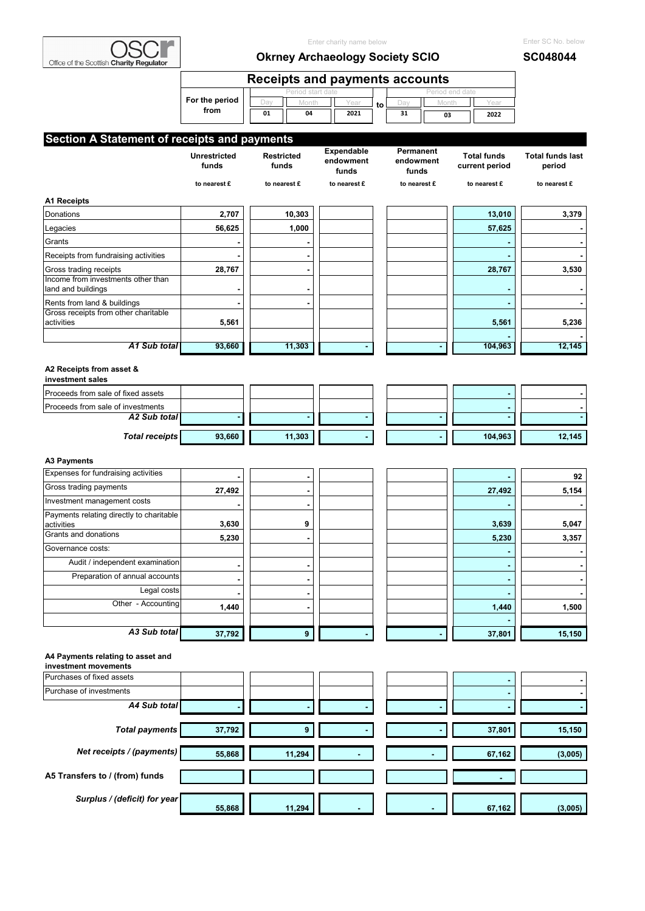Office of the Scottish Charity Regulator

**Okrney Archaeology Society SCIO** — **SC048044**

# Receipts and payments accounts

For the period from 01/04/2021 to 31/03/2022

## Section A Statement of receipts and payments

| | Unrestricted funds | Restricted funds | Expendable endowment funds | Permanent endowment funds | Total funds current period | Total funds last period |
|---|---|---|---|---|---|---|
| | to nearest £ | to nearest £ | to nearest £ | to nearest £ | to nearest £ | to nearest £ |
| **A1 Receipts** | | | | | | |
| Donations | 2,707 | 10,303 | | | 13,010 | 3,379 |
| Legacies | 56,625 | 1,000 | | | 57,625 | - |
| Grants | - | - | | | - | - |
| Receipts from fundraising activities | - | - | | | - | - |
| Gross trading receipts | 28,767 | - | | | 28,767 | 3,530 |
| Income from investments other than land and buildings | - | - | | | - | - |
| Rents from land & buildings | - | - | | | - | - |
| Gross receipts from other charitable activities | 5,561 | | | | 5,561 | 5,236 |
| | | | | | - | - |
| ***A1 Sub total*** | 93,660 | 11,303 | - | - | 104,963 | 12,145 |
| **A2 Receipts from asset & investment sales** | | | | | | |
| Proceeds from sale of fixed assets | | | | | - | - |
| Proceeds from sale of investments | | | | | - | - |
| ***A2 Sub total*** | - | - | - | - | - | - |
| ***Total receipts*** | 93,660 | 11,303 | - | - | 104,963 | 12,145 |
| **A3 Payments** | | | | | | |
| Expenses for fundraising activities | - | - | | | - | 92 |
| Gross trading payments | 27,492 | - | | | 27,492 | 5,154 |
| Investment management costs | - | - | | | - | - |
| Payments relating directly to charitable activities | 3,630 | 9 | | | 3,639 | 5,047 |
| Grants and donations | 5,230 | - | | | 5,230 | 3,357 |
| Governance costs: | | | | | - | - |
| Audit / independent examination | - | - | | | - | - |
| Preparation of annual accounts | - | - | | | - | - |
| Legal costs | - | - | | | - | - |
| Other - Accounting | 1,440 | - | | | 1,440 | 1,500 |
| | | | | | - | |
| ***A3 Sub total*** | 37,792 | 9 | - | - | 37,801 | 15,150 |
| **A4 Payments relating to asset and investment movements** | | | | | | |
| Purchases of fixed assets | | | | | - | - |
| Purchase of investments | | | | | - | - |
| ***A4 Sub total*** | - | - | - | - | - | - |
| ***Total payments*** | 37,792 | 9 | - | - | 37,801 | 15,150 |
| ***Net receipts / (payments)*** | 55,868 | 11,294 | - | - | 67,162 | (3,005) |
| **A5 Transfers to / (from) funds** | | | | | - | |
| ***Surplus / (deficit) for year*** | 55,868 | 11,294 | - | - | 67,162 | (3,005) |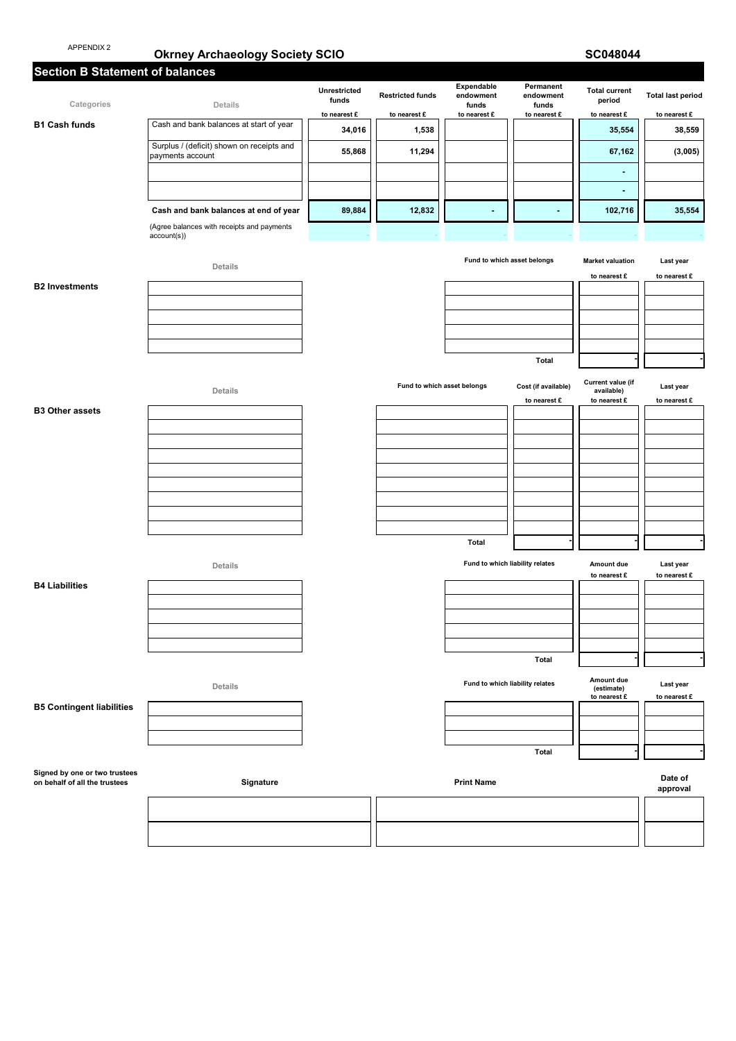APPENDIX 2

**Okrney Archaeology Society SCIO** SC048044

## Section B Statement of balances

| Categories | Details | Unrestricted funds<br>to nearest £ | Restricted funds<br>to nearest £ | Expendable endowment funds<br>to nearest £ | Permanent endowment funds<br>to nearest £ | Total current period<br>to nearest £ | Total last period<br>to nearest £ |
|---|---|---|---|---|---|---|---|
| **B1 Cash funds** | Cash and bank balances at start of year | 34,016 | 1,538 | | | 35,554 | 38,559 |
| | Surplus / (deficit) shown on receipts and payments account | 55,868 | 11,294 | | | 67,162 | (3,005) |
| | | | | | | - | |
| | | | | | | - | |
| | **Cash and bank balances at end of year** | 89,884 | 12,832 | - | - | 102,716 | 35,554 |
| | (Agree balances with receipts and payments account(s)) | - | - | - | - | - | - |

| | Details | Fund to which asset belongs | Market valuation<br>to nearest £ | Last year<br>to nearest £ |
|---|---|---|---|---|
| **B2 Investments** | | | | |
| | | **Total** | - | - |

| | Details | Fund to which asset belongs | Cost (if available)<br>to nearest £ | Current value (if available)<br>to nearest £ | Last year<br>to nearest £ |
|---|---|---|---|---|---|
| **B3 Other assets** | | | | | |
| | | **Total** | - | - | - |

| | Details | Fund to which liability relates | Amount due<br>to nearest £ | Last year<br>to nearest £ |
|---|---|---|---|---|
| **B4 Liabilities** | | | | |
| | | **Total** | - | - |

| | Details | Fund to which liability relates | Amount due (estimate)<br>to nearest £ | Last year<br>to nearest £ |
|---|---|---|---|---|
| **B5 Contingent liabilities** | | | | |
| | | **Total** | - | - |

| Signed by one or two trustees on behalf of all the trustees | Signature | Print Name | Date of approval |
|---|---|---|---|
| | | | |
| | | | |